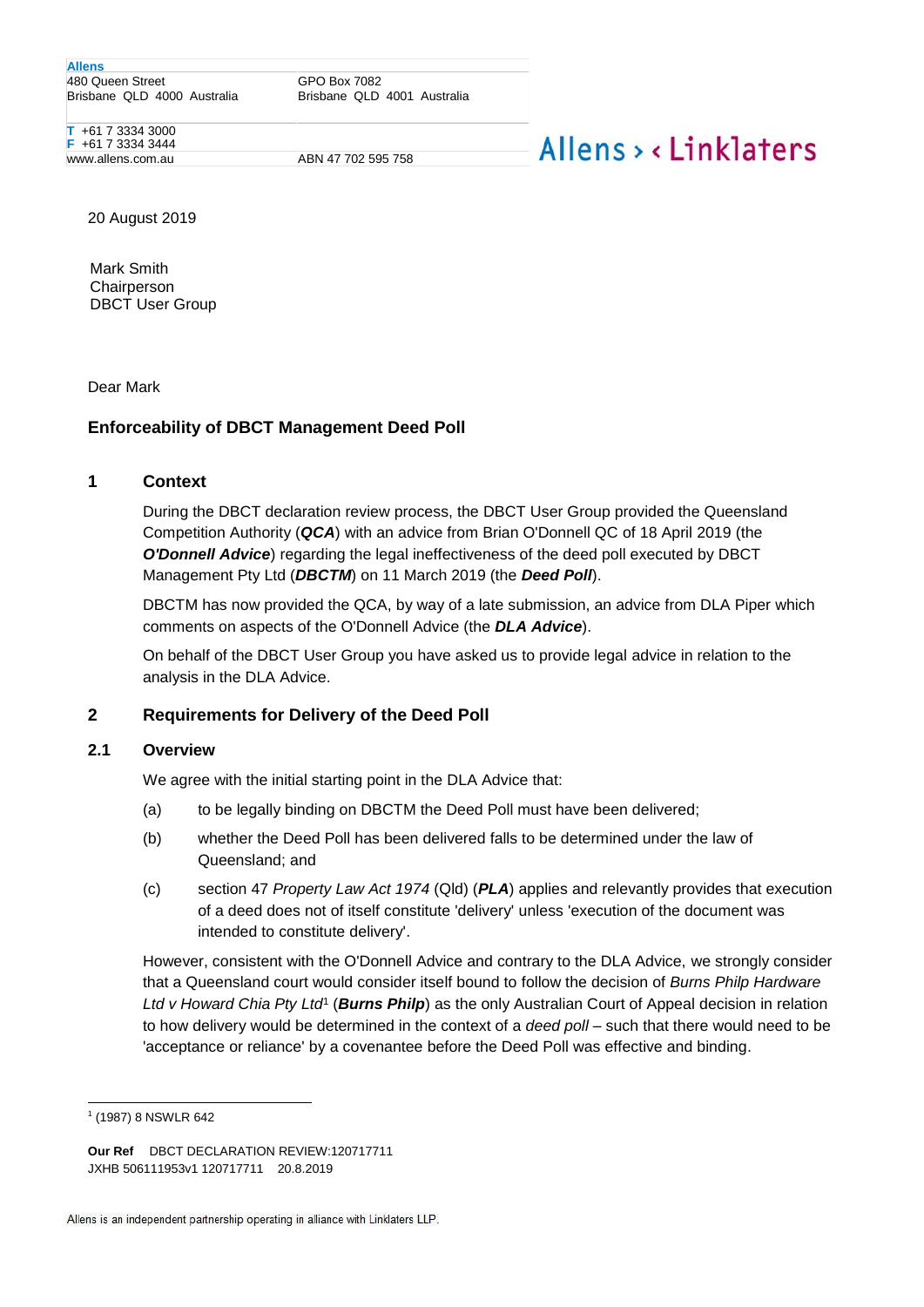**Allens**
480 Queen Street
Brisbane QLD 4000 Australia

GPO Box 7082
Brisbane QLD 4001 Australia

T +61 7 3334 3000
F +61 7 3334 3444
www.allens.com.au

ABN 47 702 595 758

Allens > < Linklaters

20 August 2019

Mark Smith
Chairperson
DBCT User Group

Dear Mark

## Enforceability of DBCT Management Deed Poll

## 1 Context

During the DBCT declaration review process, the DBCT User Group provided the Queensland Competition Authority (***QCA***) with an advice from Brian O'Donnell QC of 18 April 2019 (the ***O'Donnell Advice***) regarding the legal ineffectiveness of the deed poll executed by DBCT Management Pty Ltd (***DBCTM***) on 11 March 2019 (the ***Deed Poll***).

DBCTM has now provided the QCA, by way of a late submission, an advice from DLA Piper which comments on aspects of the O'Donnell Advice (the ***DLA Advice***).

On behalf of the DBCT User Group you have asked us to provide legal advice in relation to the analysis in the DLA Advice.

## 2 Requirements for Delivery of the Deed Poll

### 2.1 Overview

We agree with the initial starting point in the DLA Advice that:

(a) to be legally binding on DBCTM the Deed Poll must have been delivered;

(b) whether the Deed Poll has been delivered falls to be determined under the law of Queensland; and

(c) section 47 *Property Law Act 1974* (Qld) (***PLA***) applies and relevantly provides that execution of a deed does not of itself constitute 'delivery' unless 'execution of the document was intended to constitute delivery'.

However, consistent with the O'Donnell Advice and contrary to the DLA Advice, we strongly consider that a Queensland court would consider itself bound to follow the decision of *Burns Philp Hardware Ltd v Howard Chia Pty Ltd*[1] (***Burns Philp***) as the only Australian Court of Appeal decision in relation to how delivery would be determined in the context of a *deed poll* – such that there would need to be 'acceptance or reliance' by a covenantee before the Deed Poll was effective and binding.

[1] (1987) 8 NSWLR 642

**Our Ref** DBCT DECLARATION REVIEW:120717711
JXHB 506111953v1 120717711 20.8.2019

Allens is an independent partnership operating in alliance with Linklaters LLP.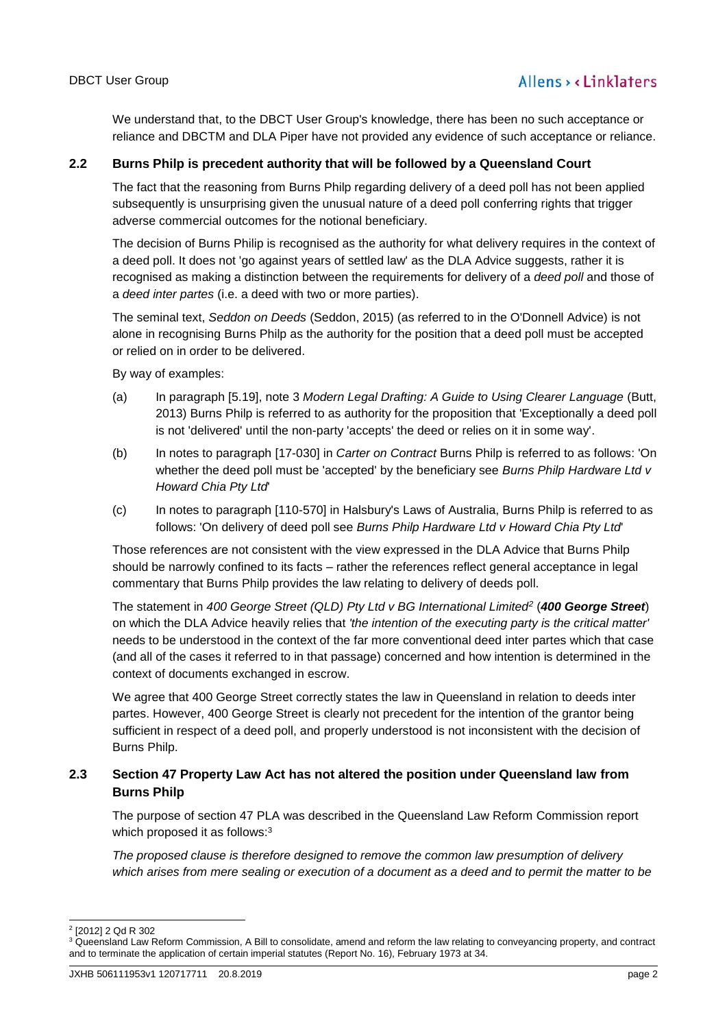We understand that, to the DBCT User Group's knowledge, there has been no such acceptance or reliance and DBCTM and DLA Piper have not provided any evidence of such acceptance or reliance.

## 2.2 Burns Philp is precedent authority that will be followed by a Queensland Court

The fact that the reasoning from Burns Philp regarding delivery of a deed poll has not been applied subsequently is unsurprising given the unusual nature of a deed poll conferring rights that trigger adverse commercial outcomes for the notional beneficiary.

The decision of Burns Philip is recognised as the authority for what delivery requires in the context of a deed poll. It does not 'go against years of settled law' as the DLA Advice suggests, rather it is recognised as making a distinction between the requirements for delivery of a *deed poll* and those of a *deed inter partes* (i.e. a deed with two or more parties).

The seminal text, *Seddon on Deeds* (Seddon, 2015) (as referred to in the O'Donnell Advice) is not alone in recognising Burns Philp as the authority for the position that a deed poll must be accepted or relied on in order to be delivered.

By way of examples:

(a) In paragraph [5.19], note 3 *Modern Legal Drafting: A Guide to Using Clearer Language* (Butt, 2013) Burns Philp is referred to as authority for the proposition that 'Exceptionally a deed poll is not 'delivered' until the non-party 'accepts' the deed or relies on it in some way'.

(b) In notes to paragraph [17-030] in *Carter on Contract* Burns Philp is referred to as follows: 'On whether the deed poll must be 'accepted' by the beneficiary see *Burns Philp Hardware Ltd v Howard Chia Pty Ltd*'

(c) In notes to paragraph [110-570] in Halsbury's Laws of Australia, Burns Philp is referred to as follows: 'On delivery of deed poll see *Burns Philp Hardware Ltd v Howard Chia Pty Ltd*'

Those references are not consistent with the view expressed in the DLA Advice that Burns Philp should be narrowly confined to its facts – rather the references reflect general acceptance in legal commentary that Burns Philp provides the law relating to delivery of deeds poll.

The statement in *400 George Street (QLD) Pty Ltd v BG International Limited*[2] (***400 George Street***) on which the DLA Advice heavily relies that *'the intention of the executing party is the critical matter'* needs to be understood in the context of the far more conventional deed inter partes which that case (and all of the cases it referred to in that passage) concerned and how intention is determined in the context of documents exchanged in escrow.

We agree that 400 George Street correctly states the law in Queensland in relation to deeds inter partes. However, 400 George Street is clearly not precedent for the intention of the grantor being sufficient in respect of a deed poll, and properly understood is not inconsistent with the decision of Burns Philp.

## 2.3 Section 47 Property Law Act has not altered the position under Queensland law from Burns Philp

The purpose of section 47 PLA was described in the Queensland Law Reform Commission report which proposed it as follows:[3]

*The proposed clause is therefore designed to remove the common law presumption of delivery which arises from mere sealing or execution of a document as a deed and to permit the matter to be*

---

[2] [2012] 2 Qd R 302

[3] Queensland Law Reform Commission, A Bill to consolidate, amend and reform the law relating to conveyancing property, and contract and to terminate the application of certain imperial statutes (Report No. 16), February 1973 at 34.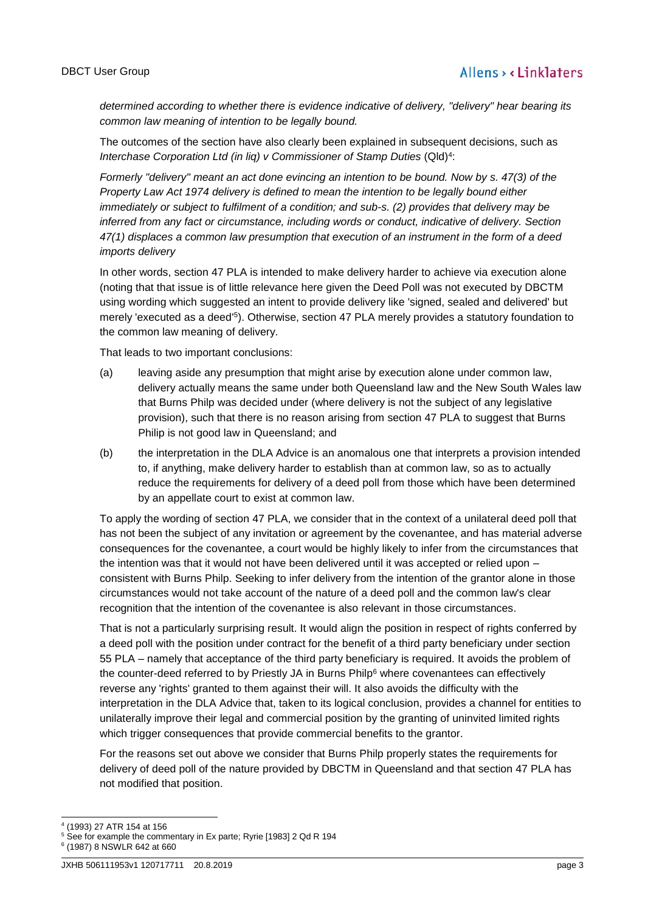*determined according to whether there is evidence indicative of delivery, "delivery" hear bearing its common law meaning of intention to be legally bound.*

The outcomes of the section have also clearly been explained in subsequent decisions, such as *Interchase Corporation Ltd (in liq) v Commissioner of Stamp Duties* (Qld)[4]:

*Formerly "delivery" meant an act done evincing an intention to be bound. Now by s. 47(3) of the Property Law Act 1974 delivery is defined to mean the intention to be legally bound either immediately or subject to fulfilment of a condition; and sub-s. (2) provides that delivery may be inferred from any fact or circumstance, including words or conduct, indicative of delivery. Section 47(1) displaces a common law presumption that execution of an instrument in the form of a deed imports delivery*

In other words, section 47 PLA is intended to make delivery harder to achieve via execution alone (noting that that issue is of little relevance here given the Deed Poll was not executed by DBCTM using wording which suggested an intent to provide delivery like 'signed, sealed and delivered' but merely 'executed as a deed'[5]). Otherwise, section 47 PLA merely provides a statutory foundation to the common law meaning of delivery.

That leads to two important conclusions:

(a) leaving aside any presumption that might arise by execution alone under common law, delivery actually means the same under both Queensland law and the New South Wales law that Burns Philp was decided under (where delivery is not the subject of any legislative provision), such that there is no reason arising from section 47 PLA to suggest that Burns Philip is not good law in Queensland; and

(b) the interpretation in the DLA Advice is an anomalous one that interprets a provision intended to, if anything, make delivery harder to establish than at common law, so as to actually reduce the requirements for delivery of a deed poll from those which have been determined by an appellate court to exist at common law.

To apply the wording of section 47 PLA, we consider that in the context of a unilateral deed poll that has not been the subject of any invitation or agreement by the covenantee, and has material adverse consequences for the covenantee, a court would be highly likely to infer from the circumstances that the intention was that it would not have been delivered until it was accepted or relied upon – consistent with Burns Philp. Seeking to infer delivery from the intention of the grantor alone in those circumstances would not take account of the nature of a deed poll and the common law's clear recognition that the intention of the covenantee is also relevant in those circumstances.

That is not a particularly surprising result. It would align the position in respect of rights conferred by a deed poll with the position under contract for the benefit of a third party beneficiary under section 55 PLA – namely that acceptance of the third party beneficiary is required. It avoids the problem of the counter-deed referred to by Priestly JA in Burns Philp[6] where covenantees can effectively reverse any 'rights' granted to them against their will. It also avoids the difficulty with the interpretation in the DLA Advice that, taken to its logical conclusion, provides a channel for entities to unilaterally improve their legal and commercial position by the granting of uninvited limited rights which trigger consequences that provide commercial benefits to the grantor.

For the reasons set out above we consider that Burns Philp properly states the requirements for delivery of deed poll of the nature provided by DBCTM in Queensland and that section 47 PLA has not modified that position.

---

[4] (1993) 27 ATR 154 at 156

[5] See for example the commentary in Ex parte; Ryrie [1983] 2 Qd R 194

[6] (1987) 8 NSWLR 642 at 660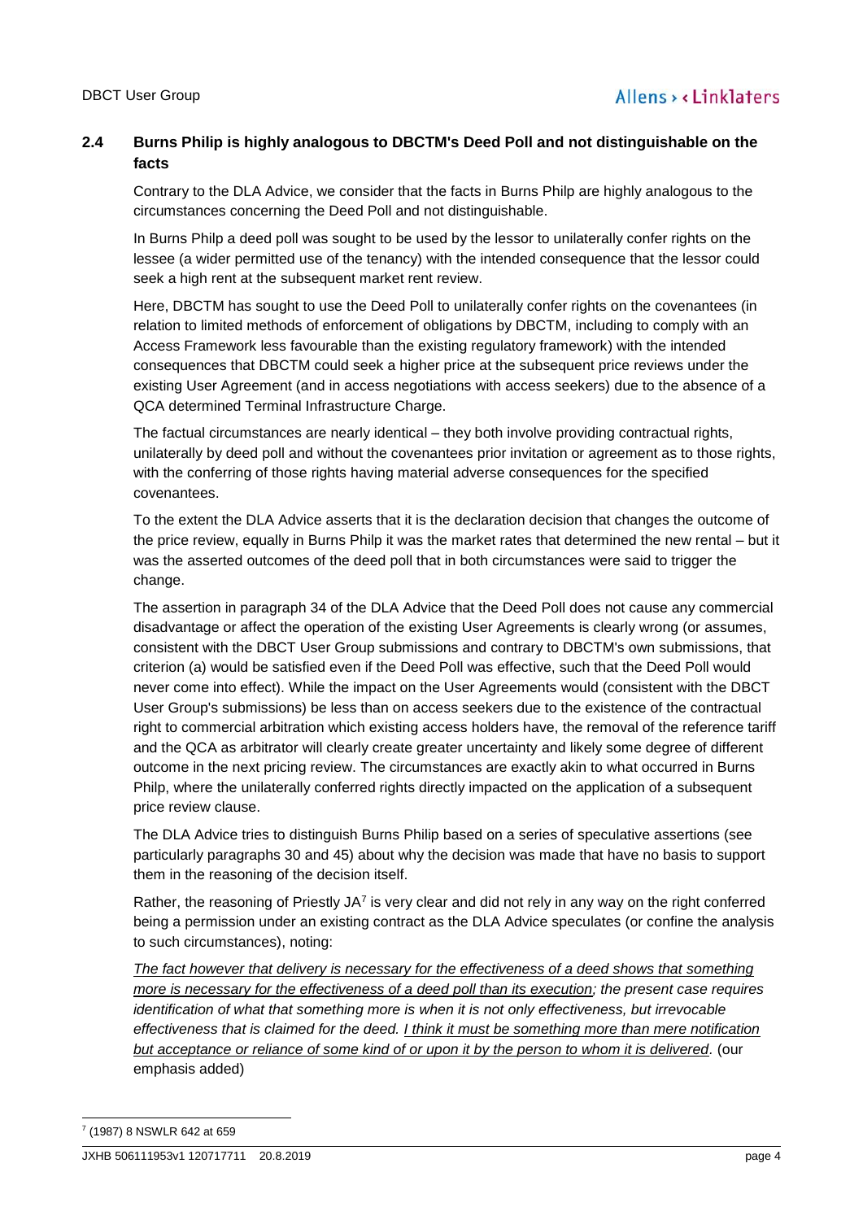## 2.4 Burns Philip is highly analogous to DBCTM's Deed Poll and not distinguishable on the facts

Contrary to the DLA Advice, we consider that the facts in Burns Philp are highly analogous to the circumstances concerning the Deed Poll and not distinguishable.

In Burns Philp a deed poll was sought to be used by the lessor to unilaterally confer rights on the lessee (a wider permitted use of the tenancy) with the intended consequence that the lessor could seek a high rent at the subsequent market rent review.

Here, DBCTM has sought to use the Deed Poll to unilaterally confer rights on the covenantees (in relation to limited methods of enforcement of obligations by DBCTM, including to comply with an Access Framework less favourable than the existing regulatory framework) with the intended consequences that DBCTM could seek a higher price at the subsequent price reviews under the existing User Agreement (and in access negotiations with access seekers) due to the absence of a QCA determined Terminal Infrastructure Charge.

The factual circumstances are nearly identical – they both involve providing contractual rights, unilaterally by deed poll and without the covenantees prior invitation or agreement as to those rights, with the conferring of those rights having material adverse consequences for the specified covenantees.

To the extent the DLA Advice asserts that it is the declaration decision that changes the outcome of the price review, equally in Burns Philp it was the market rates that determined the new rental – but it was the asserted outcomes of the deed poll that in both circumstances were said to trigger the change.

The assertion in paragraph 34 of the DLA Advice that the Deed Poll does not cause any commercial disadvantage or affect the operation of the existing User Agreements is clearly wrong (or assumes, consistent with the DBCT User Group submissions and contrary to DBCTM's own submissions, that criterion (a) would be satisfied even if the Deed Poll was effective, such that the Deed Poll would never come into effect). While the impact on the User Agreements would (consistent with the DBCT User Group's submissions) be less than on access seekers due to the existence of the contractual right to commercial arbitration which existing access holders have, the removal of the reference tariff and the QCA as arbitrator will clearly create greater uncertainty and likely some degree of different outcome in the next pricing review. The circumstances are exactly akin to what occurred in Burns Philp, where the unilaterally conferred rights directly impacted on the application of a subsequent price review clause.

The DLA Advice tries to distinguish Burns Philip based on a series of speculative assertions (see particularly paragraphs 30 and 45) about why the decision was made that have no basis to support them in the reasoning of the decision itself.

Rather, the reasoning of Priestly JA[7] is very clear and did not rely in any way on the right conferred being a permission under an existing contract as the DLA Advice speculates (or confine the analysis to such circumstances), noting:

*<u>The fact however that delivery is necessary for the effectiveness of a deed shows that something more is necessary for the effectiveness of a deed poll than its execution</u>; the present case requires identification of what that something more is when it is not only effectiveness, but irrevocable effectiveness that is claimed for the deed. <u>I think it must be something more than mere notification but acceptance or reliance of some kind of or upon it by the person to whom it is delivered</u>.* (our emphasis added)

[7] (1987) 8 NSWLR 642 at 659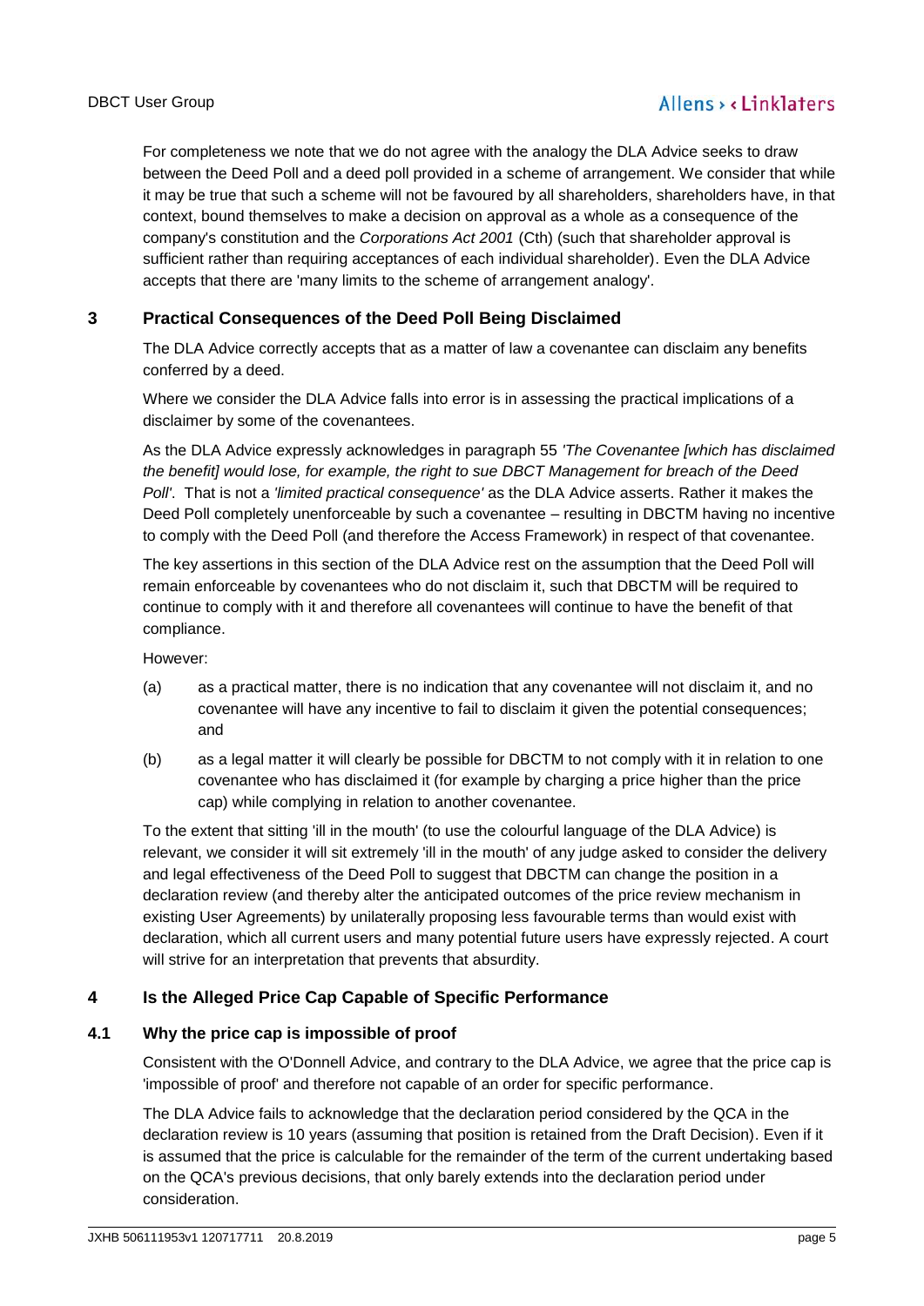For completeness we note that we do not agree with the analogy the DLA Advice seeks to draw between the Deed Poll and a deed poll provided in a scheme of arrangement. We consider that while it may be true that such a scheme will not be favoured by all shareholders, shareholders have, in that context, bound themselves to make a decision on approval as a whole as a consequence of the company's constitution and the *Corporations Act 2001* (Cth) (such that shareholder approval is sufficient rather than requiring acceptances of each individual shareholder). Even the DLA Advice accepts that there are 'many limits to the scheme of arrangement analogy'.

## 3 Practical Consequences of the Deed Poll Being Disclaimed

The DLA Advice correctly accepts that as a matter of law a covenantee can disclaim any benefits conferred by a deed.

Where we consider the DLA Advice falls into error is in assessing the practical implications of a disclaimer by some of the covenantees.

As the DLA Advice expressly acknowledges in paragraph 55 *'The Covenantee [which has disclaimed the benefit] would lose, for example, the right to sue DBCT Management for breach of the Deed Poll'*. That is not a *'limited practical consequence'* as the DLA Advice asserts. Rather it makes the Deed Poll completely unenforceable by such a covenantee – resulting in DBCTM having no incentive to comply with the Deed Poll (and therefore the Access Framework) in respect of that covenantee.

The key assertions in this section of the DLA Advice rest on the assumption that the Deed Poll will remain enforceable by covenantees who do not disclaim it, such that DBCTM will be required to continue to comply with it and therefore all covenantees will continue to have the benefit of that compliance.

However:

(a) as a practical matter, there is no indication that any covenantee will not disclaim it, and no covenantee will have any incentive to fail to disclaim it given the potential consequences; and

(b) as a legal matter it will clearly be possible for DBCTM to not comply with it in relation to one covenantee who has disclaimed it (for example by charging a price higher than the price cap) while complying in relation to another covenantee.

To the extent that sitting 'ill in the mouth' (to use the colourful language of the DLA Advice) is relevant, we consider it will sit extremely 'ill in the mouth' of any judge asked to consider the delivery and legal effectiveness of the Deed Poll to suggest that DBCTM can change the position in a declaration review (and thereby alter the anticipated outcomes of the price review mechanism in existing User Agreements) by unilaterally proposing less favourable terms than would exist with declaration, which all current users and many potential future users have expressly rejected. A court will strive for an interpretation that prevents that absurdity.

## 4 Is the Alleged Price Cap Capable of Specific Performance

### 4.1 Why the price cap is impossible of proof

Consistent with the O'Donnell Advice, and contrary to the DLA Advice, we agree that the price cap is 'impossible of proof' and therefore not capable of an order for specific performance.

The DLA Advice fails to acknowledge that the declaration period considered by the QCA in the declaration review is 10 years (assuming that position is retained from the Draft Decision). Even if it is assumed that the price is calculable for the remainder of the term of the current undertaking based on the QCA's previous decisions, that only barely extends into the declaration period under consideration.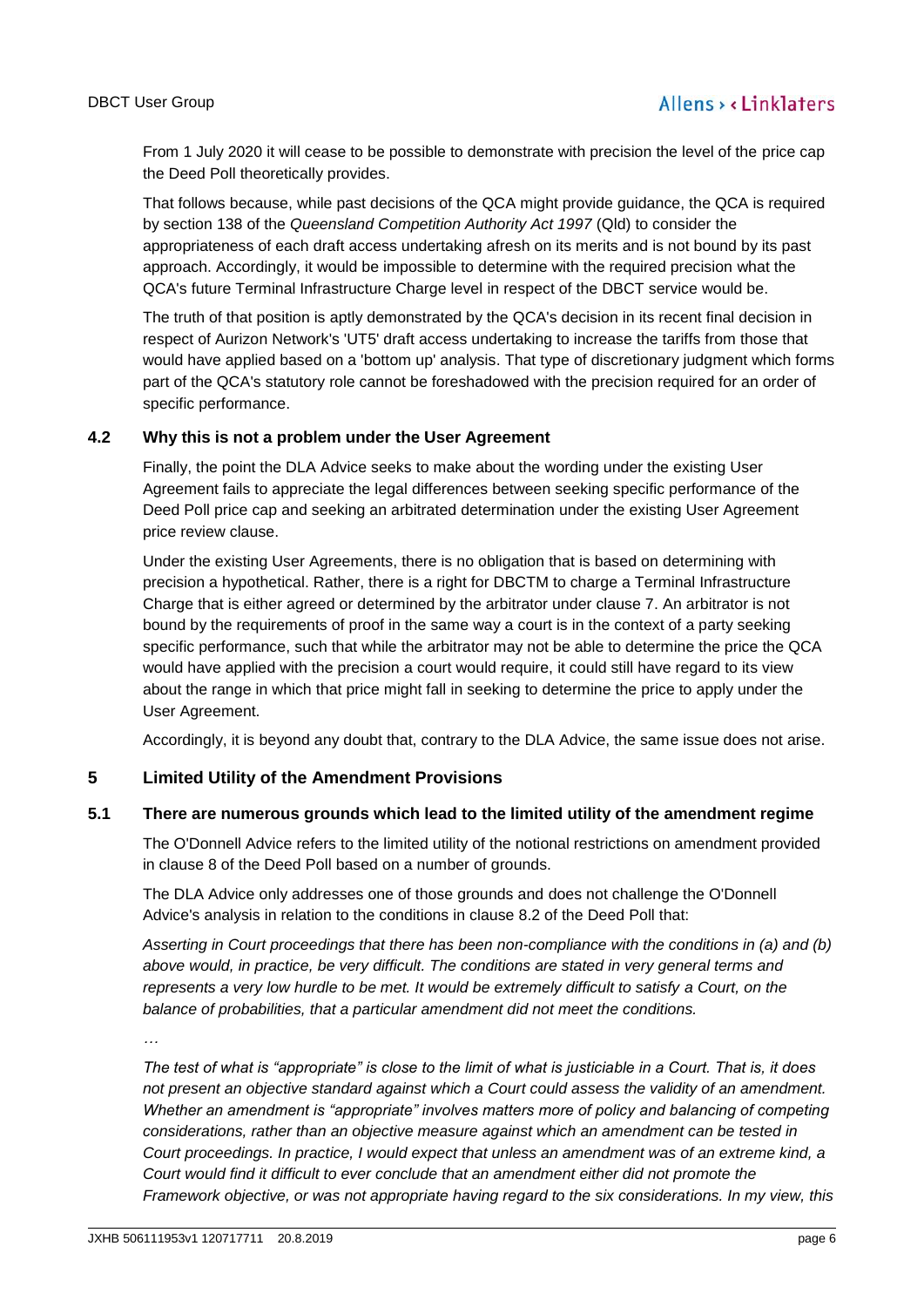From 1 July 2020 it will cease to be possible to demonstrate with precision the level of the price cap the Deed Poll theoretically provides.

That follows because, while past decisions of the QCA might provide guidance, the QCA is required by section 138 of the *Queensland Competition Authority Act 1997* (Qld) to consider the appropriateness of each draft access undertaking afresh on its merits and is not bound by its past approach. Accordingly, it would be impossible to determine with the required precision what the QCA's future Terminal Infrastructure Charge level in respect of the DBCT service would be.

The truth of that position is aptly demonstrated by the QCA's decision in its recent final decision in respect of Aurizon Network's 'UT5' draft access undertaking to increase the tariffs from those that would have applied based on a 'bottom up' analysis. That type of discretionary judgment which forms part of the QCA's statutory role cannot be foreshadowed with the precision required for an order of specific performance.

### 4.2 Why this is not a problem under the User Agreement

Finally, the point the DLA Advice seeks to make about the wording under the existing User Agreement fails to appreciate the legal differences between seeking specific performance of the Deed Poll price cap and seeking an arbitrated determination under the existing User Agreement price review clause.

Under the existing User Agreements, there is no obligation that is based on determining with precision a hypothetical. Rather, there is a right for DBCTM to charge a Terminal Infrastructure Charge that is either agreed or determined by the arbitrator under clause 7. An arbitrator is not bound by the requirements of proof in the same way a court is in the context of a party seeking specific performance, such that while the arbitrator may not be able to determine the price the QCA would have applied with the precision a court would require, it could still have regard to its view about the range in which that price might fall in seeking to determine the price to apply under the User Agreement.

Accordingly, it is beyond any doubt that, contrary to the DLA Advice, the same issue does not arise.

## 5 Limited Utility of the Amendment Provisions

### 5.1 There are numerous grounds which lead to the limited utility of the amendment regime

The O'Donnell Advice refers to the limited utility of the notional restrictions on amendment provided in clause 8 of the Deed Poll based on a number of grounds.

The DLA Advice only addresses one of those grounds and does not challenge the O'Donnell Advice's analysis in relation to the conditions in clause 8.2 of the Deed Poll that:

*Asserting in Court proceedings that there has been non-compliance with the conditions in (a) and (b) above would, in practice, be very difficult. The conditions are stated in very general terms and represents a very low hurdle to be met. It would be extremely difficult to satisfy a Court, on the balance of probabilities, that a particular amendment did not meet the conditions.*

*…*

*The test of what is "appropriate" is close to the limit of what is justiciable in a Court. That is, it does not present an objective standard against which a Court could assess the validity of an amendment. Whether an amendment is "appropriate" involves matters more of policy and balancing of competing considerations, rather than an objective measure against which an amendment can be tested in Court proceedings. In practice, I would expect that unless an amendment was of an extreme kind, a Court would find it difficult to ever conclude that an amendment either did not promote the Framework objective, or was not appropriate having regard to the six considerations. In my view, this*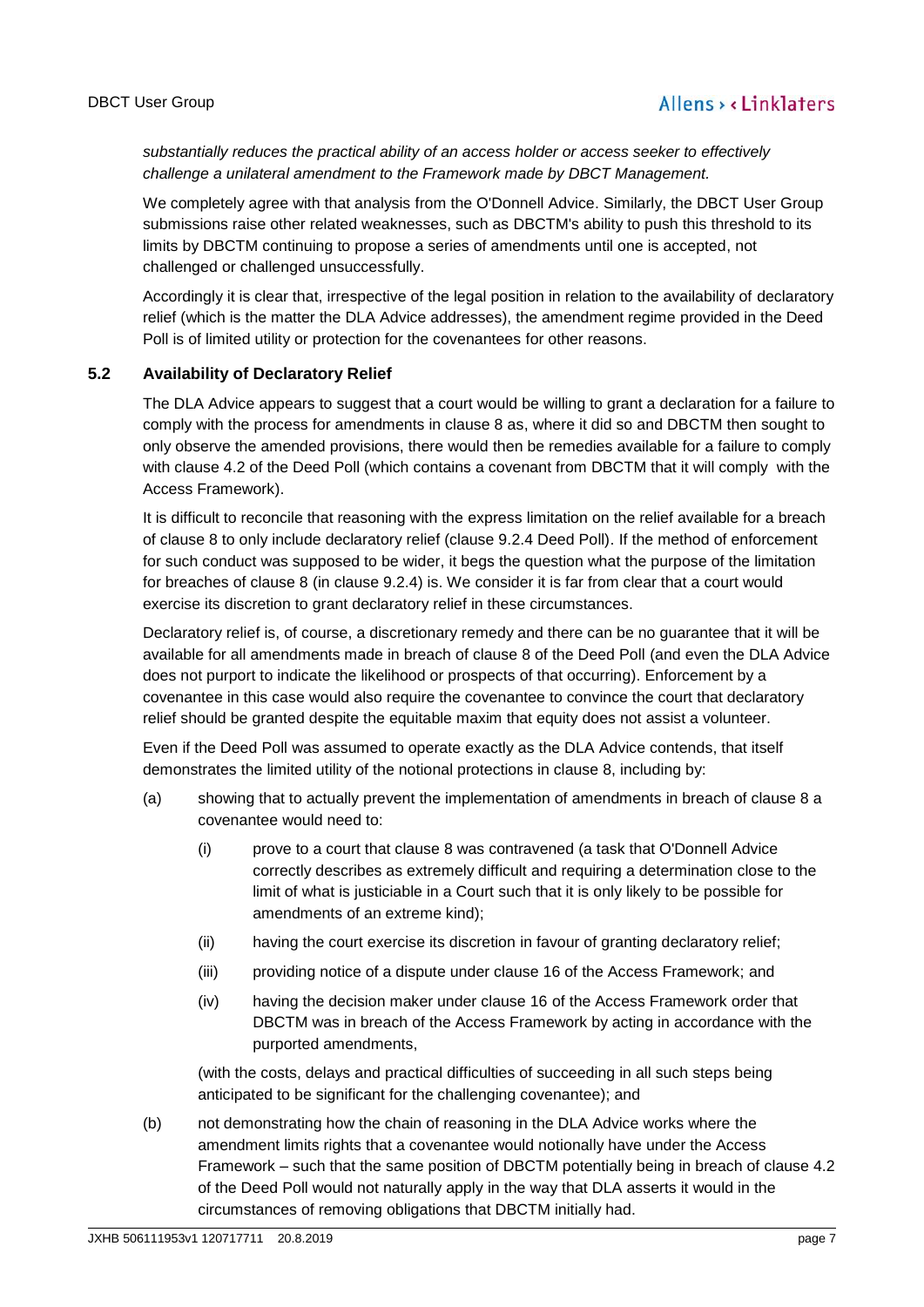*substantially reduces the practical ability of an access holder or access seeker to effectively challenge a unilateral amendment to the Framework made by DBCT Management.*

We completely agree with that analysis from the O'Donnell Advice. Similarly, the DBCT User Group submissions raise other related weaknesses, such as DBCTM's ability to push this threshold to its limits by DBCTM continuing to propose a series of amendments until one is accepted, not challenged or challenged unsuccessfully.

Accordingly it is clear that, irrespective of the legal position in relation to the availability of declaratory relief (which is the matter the DLA Advice addresses), the amendment regime provided in the Deed Poll is of limited utility or protection for the covenantees for other reasons.

### 5.2 Availability of Declaratory Relief

The DLA Advice appears to suggest that a court would be willing to grant a declaration for a failure to comply with the process for amendments in clause 8 as, where it did so and DBCTM then sought to only observe the amended provisions, there would then be remedies available for a failure to comply with clause 4.2 of the Deed Poll (which contains a covenant from DBCTM that it will comply with the Access Framework).

It is difficult to reconcile that reasoning with the express limitation on the relief available for a breach of clause 8 to only include declaratory relief (clause 9.2.4 Deed Poll). If the method of enforcement for such conduct was supposed to be wider, it begs the question what the purpose of the limitation for breaches of clause 8 (in clause 9.2.4) is. We consider it is far from clear that a court would exercise its discretion to grant declaratory relief in these circumstances.

Declaratory relief is, of course, a discretionary remedy and there can be no guarantee that it will be available for all amendments made in breach of clause 8 of the Deed Poll (and even the DLA Advice does not purport to indicate the likelihood or prospects of that occurring). Enforcement by a covenantee in this case would also require the covenantee to convince the court that declaratory relief should be granted despite the equitable maxim that equity does not assist a volunteer.

Even if the Deed Poll was assumed to operate exactly as the DLA Advice contends, that itself demonstrates the limited utility of the notional protections in clause 8, including by:

(a) showing that to actually prevent the implementation of amendments in breach of clause 8 a covenantee would need to:

   (i) prove to a court that clause 8 was contravened (a task that O'Donnell Advice correctly describes as extremely difficult and requiring a determination close to the limit of what is justiciable in a Court such that it is only likely to be possible for amendments of an extreme kind);

   (ii) having the court exercise its discretion in favour of granting declaratory relief;

   (iii) providing notice of a dispute under clause 16 of the Access Framework; and

   (iv) having the decision maker under clause 16 of the Access Framework order that DBCTM was in breach of the Access Framework by acting in accordance with the purported amendments,

   (with the costs, delays and practical difficulties of succeeding in all such steps being anticipated to be significant for the challenging covenantee); and

(b) not demonstrating how the chain of reasoning in the DLA Advice works where the amendment limits rights that a covenantee would notionally have under the Access Framework – such that the same position of DBCTM potentially being in breach of clause 4.2 of the Deed Poll would not naturally apply in the way that DLA asserts it would in the circumstances of removing obligations that DBCTM initially had.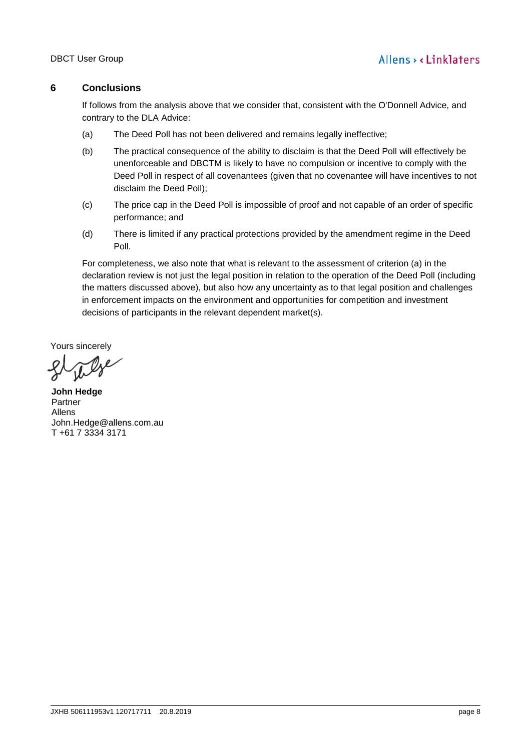## 6 Conclusions

If follows from the analysis above that we consider that, consistent with the O'Donnell Advice, and contrary to the DLA Advice:

(a) The Deed Poll has not been delivered and remains legally ineffective;

(b) The practical consequence of the ability to disclaim is that the Deed Poll will effectively be unenforceable and DBCTM is likely to have no compulsion or incentive to comply with the Deed Poll in respect of all covenantees (given that no covenantee will have incentives to not disclaim the Deed Poll);

(c) The price cap in the Deed Poll is impossible of proof and not capable of an order of specific performance; and

(d) There is limited if any practical protections provided by the amendment regime in the Deed Poll.

For completeness, we also note that what is relevant to the assessment of criterion (a) in the declaration review is not just the legal position in relation to the operation of the Deed Poll (including the matters discussed above), but also how any uncertainty as to that legal position and challenges in enforcement impacts on the environment and opportunities for competition and investment decisions of participants in the relevant dependent market(s).

Yours sincerely

**John Hedge**
Partner
Allens
John.Hedge@allens.com.au
T +61 7 3334 3171

JXHB 506111953v1 120717711 20.8.2019